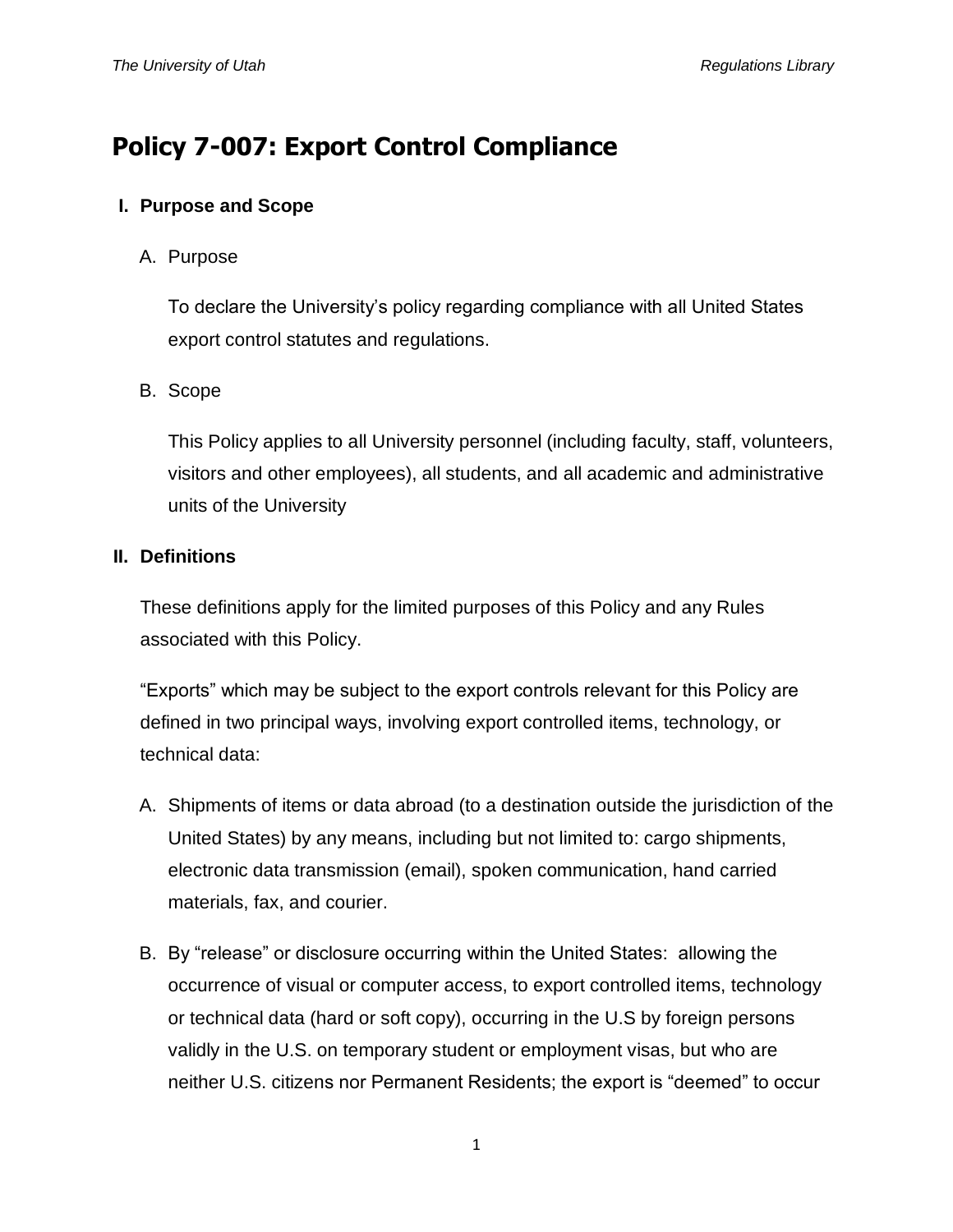# Policy 7-007: Export Control Compliance

## I. Purpose and Scope

A. Purpose

To declare the University's policy regarding compliance with all United States export control statutes and regulations.

B. Scope

This Policy applies to all University personnel (including faculty, staff, volunteers, visitors and other employees), all students, and all academic and administrative units of the University

## II. Definitions

These definitions apply for the limited purposes of this Policy and any Rules associated with this Policy.

"Exports" which may be subject to the export controls relevant for this Policy are defined in two principal ways, involving export controlled items, technology, or technical data:

A. Shipments of items or data abroad (to a destination outside the jurisdiction of the United States) by any means, including but not limited to: cargo shipments, electronic data transmission (email), spoken communication, hand carried materials, fax, and courier.

B. By "release" or disclosure occurring within the United States: allowing the occurrence of visual or computer access, to export controlled items, technology or technical data (hard or soft copy), occurring in the U.S by foreign persons validly in the U.S. on temporary student or employment visas, but who are neither U.S. citizens nor Permanent Residents; the export is "deemed" to occur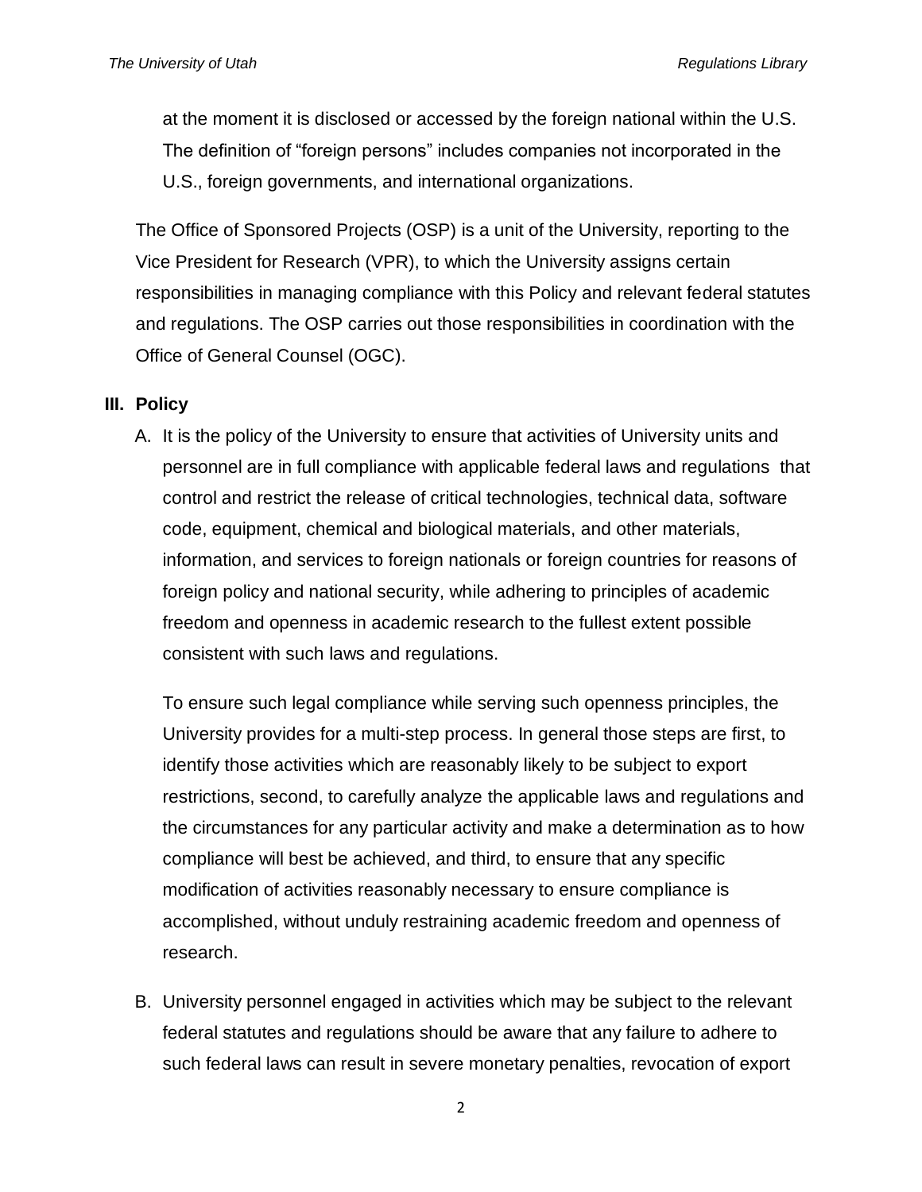at the moment it is disclosed or accessed by the foreign national within the U.S. The definition of "foreign persons" includes companies not incorporated in the U.S., foreign governments, and international organizations.

The Office of Sponsored Projects (OSP) is a unit of the University, reporting to the Vice President for Research (VPR), to which the University assigns certain responsibilities in managing compliance with this Policy and relevant federal statutes and regulations. The OSP carries out those responsibilities in coordination with the Office of General Counsel (OGC).

## III. Policy

A. It is the policy of the University to ensure that activities of University units and personnel are in full compliance with applicable federal laws and regulations that control and restrict the release of critical technologies, technical data, software code, equipment, chemical and biological materials, and other materials, information, and services to foreign nationals or foreign countries for reasons of foreign policy and national security, while adhering to principles of academic freedom and openness in academic research to the fullest extent possible consistent with such laws and regulations.

   To ensure such legal compliance while serving such openness principles, the University provides for a multi-step process. In general those steps are first, to identify those activities which are reasonably likely to be subject to export restrictions, second, to carefully analyze the applicable laws and regulations and the circumstances for any particular activity and make a determination as to how compliance will best be achieved, and third, to ensure that any specific modification of activities reasonably necessary to ensure compliance is accomplished, without unduly restraining academic freedom and openness of research.

B. University personnel engaged in activities which may be subject to the relevant federal statutes and regulations should be aware that any failure to adhere to such federal laws can result in severe monetary penalties, revocation of export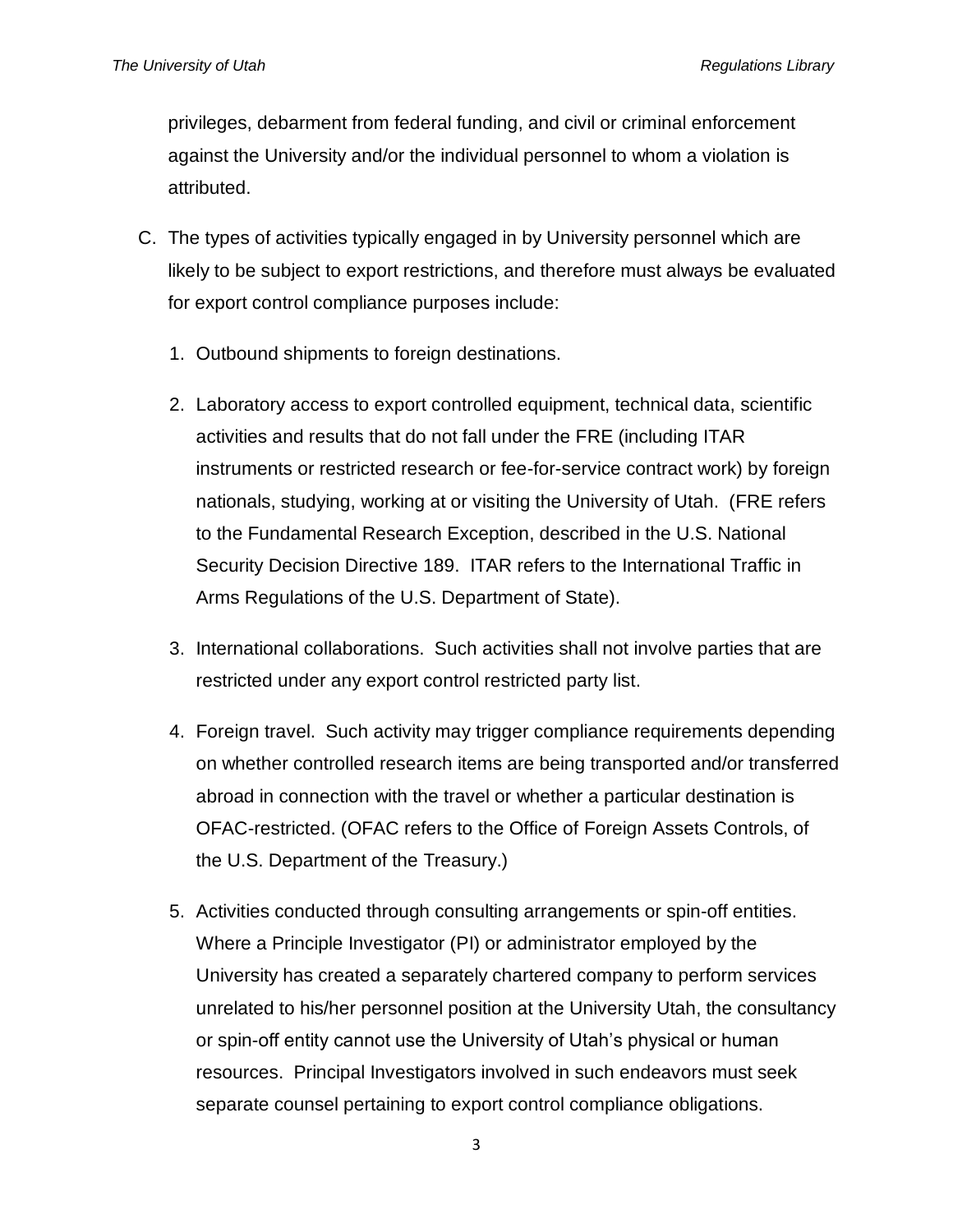privileges, debarment from federal funding, and civil or criminal enforcement against the University and/or the individual personnel to whom a violation is attributed.

C. The types of activities typically engaged in by University personnel which are likely to be subject to export restrictions, and therefore must always be evaluated for export control compliance purposes include:

   1. Outbound shipments to foreign destinations.

   2. Laboratory access to export controlled equipment, technical data, scientific activities and results that do not fall under the FRE (including ITAR instruments or restricted research or fee-for-service contract work) by foreign nationals, studying, working at or visiting the University of Utah. (FRE refers to the Fundamental Research Exception, described in the U.S. National Security Decision Directive 189. ITAR refers to the International Traffic in Arms Regulations of the U.S. Department of State).

   3. International collaborations. Such activities shall not involve parties that are restricted under any export control restricted party list.

   4. Foreign travel. Such activity may trigger compliance requirements depending on whether controlled research items are being transported and/or transferred abroad in connection with the travel or whether a particular destination is OFAC-restricted. (OFAC refers to the Office of Foreign Assets Controls, of the U.S. Department of the Treasury.)

   5. Activities conducted through consulting arrangements or spin-off entities. Where a Principle Investigator (PI) or administrator employed by the University has created a separately chartered company to perform services unrelated to his/her personnel position at the University Utah, the consultancy or spin-off entity cannot use the University of Utah's physical or human resources. Principal Investigators involved in such endeavors must seek separate counsel pertaining to export control compliance obligations.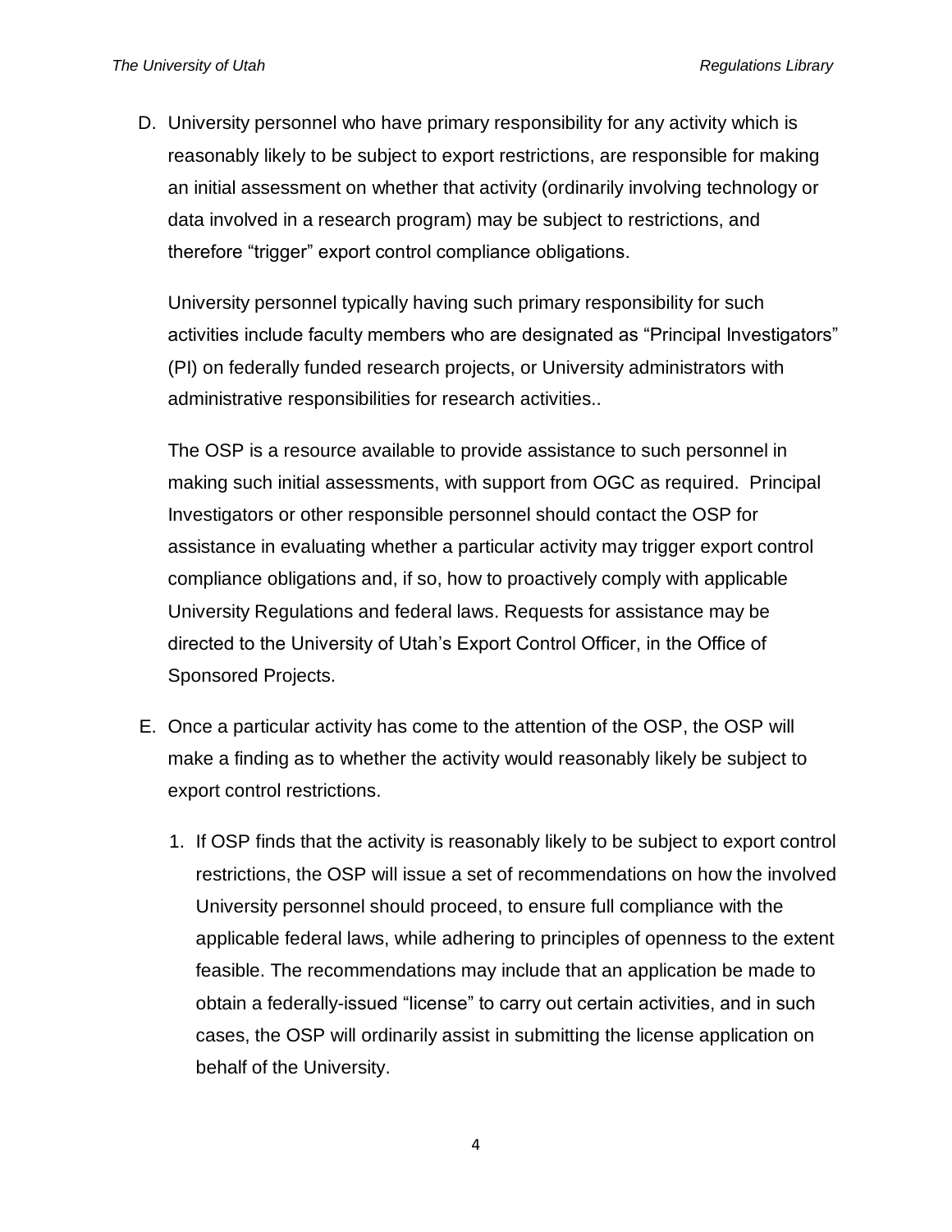D. University personnel who have primary responsibility for any activity which is reasonably likely to be subject to export restrictions, are responsible for making an initial assessment on whether that activity (ordinarily involving technology or data involved in a research program) may be subject to restrictions, and therefore "trigger" export control compliance obligations.

   University personnel typically having such primary responsibility for such activities include faculty members who are designated as "Principal Investigators" (PI) on federally funded research projects, or University administrators with administrative responsibilities for research activities..

   The OSP is a resource available to provide assistance to such personnel in making such initial assessments, with support from OGC as required. Principal Investigators or other responsible personnel should contact the OSP for assistance in evaluating whether a particular activity may trigger export control compliance obligations and, if so, how to proactively comply with applicable University Regulations and federal laws. Requests for assistance may be directed to the University of Utah's Export Control Officer, in the Office of Sponsored Projects.

E. Once a particular activity has come to the attention of the OSP, the OSP will make a finding as to whether the activity would reasonably likely be subject to export control restrictions.

   1. If OSP finds that the activity is reasonably likely to be subject to export control restrictions, the OSP will issue a set of recommendations on how the involved University personnel should proceed, to ensure full compliance with the applicable federal laws, while adhering to principles of openness to the extent feasible. The recommendations may include that an application be made to obtain a federally-issued "license" to carry out certain activities, and in such cases, the OSP will ordinarily assist in submitting the license application on behalf of the University.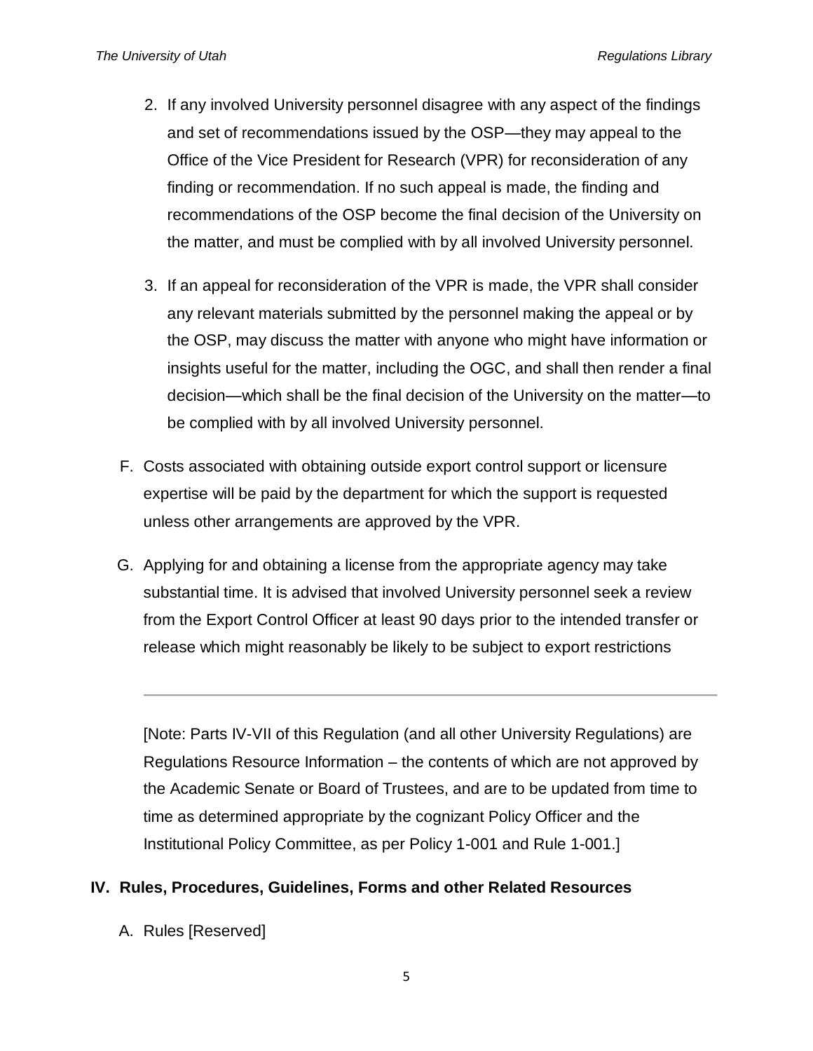2. If any involved University personnel disagree with any aspect of the findings and set of recommendations issued by the OSP—they may appeal to the Office of the Vice President for Research (VPR) for reconsideration of any finding or recommendation. If no such appeal is made, the finding and recommendations of the OSP become the final decision of the University on the matter, and must be complied with by all involved University personnel.

3. If an appeal for reconsideration of the VPR is made, the VPR shall consider any relevant materials submitted by the personnel making the appeal or by the OSP, may discuss the matter with anyone who might have information or insights useful for the matter, including the OGC, and shall then render a final decision—which shall be the final decision of the University on the matter—to be complied with by all involved University personnel.

F. Costs associated with obtaining outside export control support or licensure expertise will be paid by the department for which the support is requested unless other arrangements are approved by the VPR.

G. Applying for and obtaining a license from the appropriate agency may take substantial time. It is advised that involved University personnel seek a review from the Export Control Officer at least 90 days prior to the intended transfer or release which might reasonably be likely to be subject to export restrictions

---

[Note: Parts IV-VII of this Regulation (and all other University Regulations) are Regulations Resource Information – the contents of which are not approved by the Academic Senate or Board of Trustees, and are to be updated from time to time as determined appropriate by the cognizant Policy Officer and the Institutional Policy Committee, as per Policy 1-001 and Rule 1-001.]

## IV. Rules, Procedures, Guidelines, Forms and other Related Resources

A. Rules [Reserved]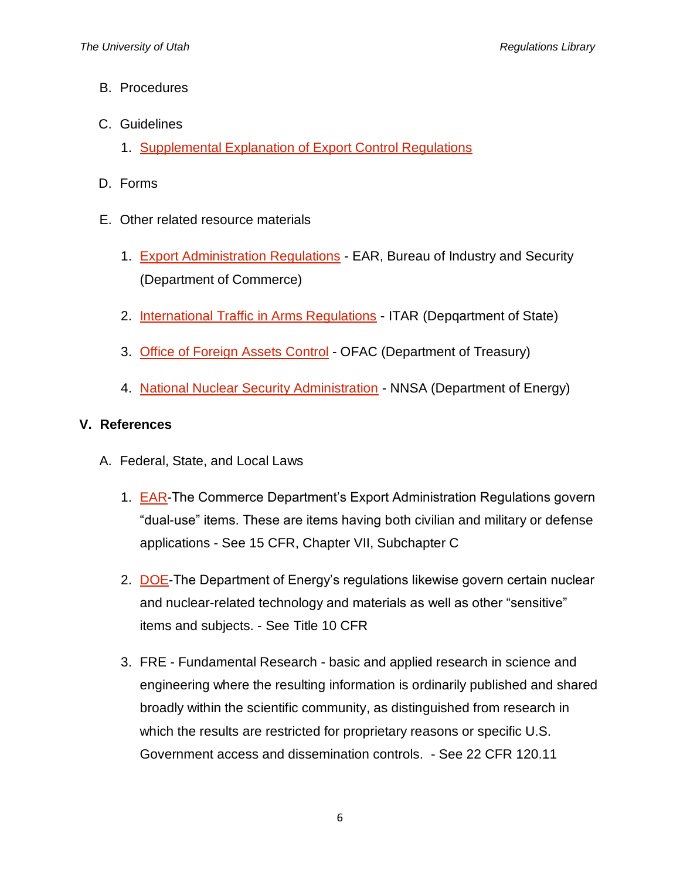B. Procedures

C. Guidelines

1. Supplemental Explanation of Export Control Regulations

D. Forms

E. Other related resource materials

1. Export Administration Regulations - EAR, Bureau of Industry and Security (Department of Commerce)

2. International Traffic in Arms Regulations - ITAR (Depqartment of State)

3. Office of Foreign Assets Control - OFAC (Department of Treasury)

4. National Nuclear Security Administration - NNSA (Department of Energy)

## V. References

A. Federal, State, and Local Laws

1. EAR-The Commerce Department's Export Administration Regulations govern "dual-use" items. These are items having both civilian and military or defense applications - See 15 CFR, Chapter VII, Subchapter C

2. DOE-The Department of Energy's regulations likewise govern certain nuclear and nuclear-related technology and materials as well as other "sensitive" items and subjects. - See Title 10 CFR

3. FRE - Fundamental Research - basic and applied research in science and engineering where the resulting information is ordinarily published and shared broadly within the scientific community, as distinguished from research in which the results are restricted for proprietary reasons or specific U.S. Government access and dissemination controls. - See 22 CFR 120.11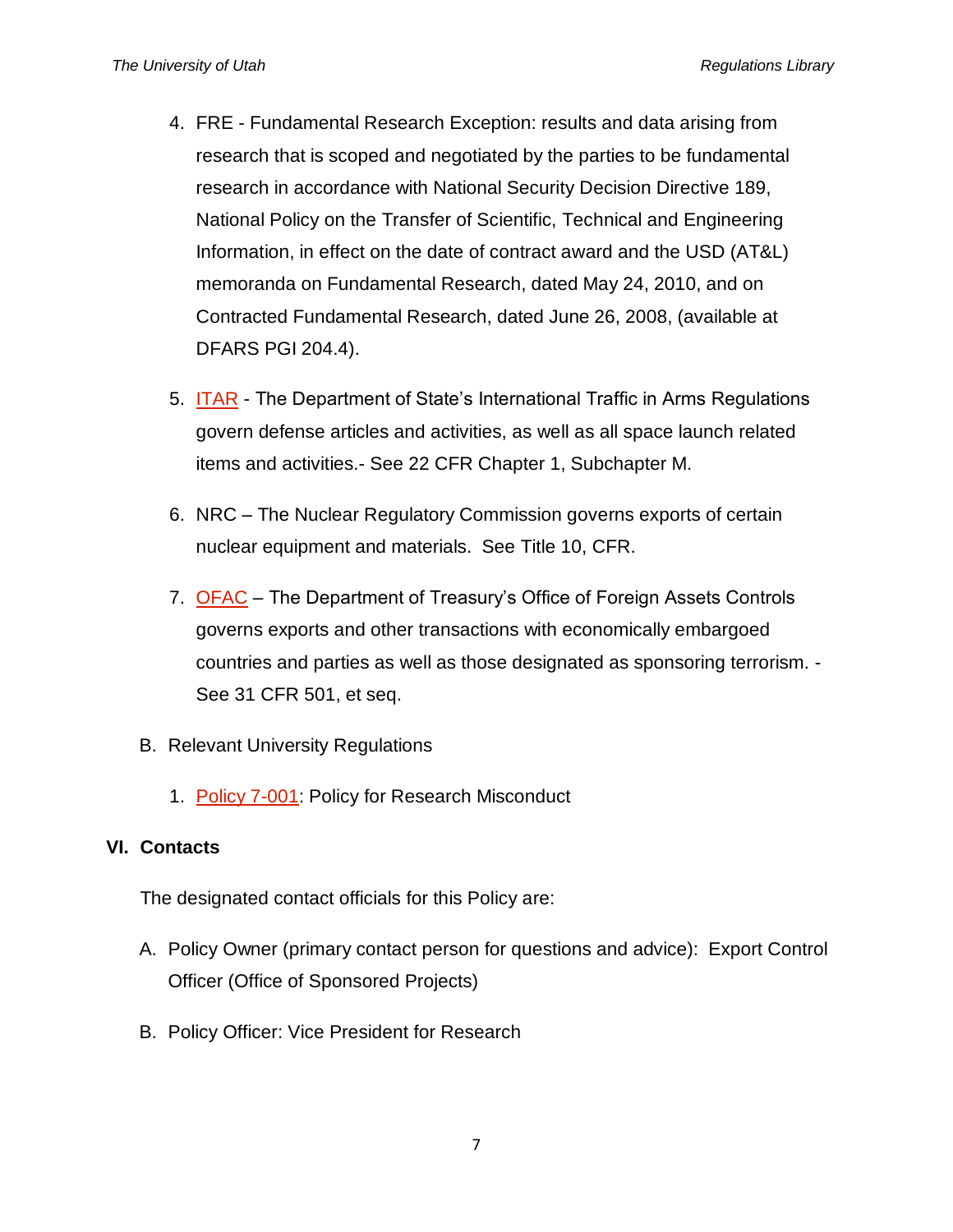4. FRE - Fundamental Research Exception: results and data arising from research that is scoped and negotiated by the parties to be fundamental research in accordance with National Security Decision Directive 189, National Policy on the Transfer of Scientific, Technical and Engineering Information, in effect on the date of contract award and the USD (AT&L) memoranda on Fundamental Research, dated May 24, 2010, and on Contracted Fundamental Research, dated June 26, 2008, (available at DFARS PGI 204.4).

5. ITAR - The Department of State's International Traffic in Arms Regulations govern defense articles and activities, as well as all space launch related items and activities.- See 22 CFR Chapter 1, Subchapter M.

6. NRC – The Nuclear Regulatory Commission governs exports of certain nuclear equipment and materials. See Title 10, CFR.

7. OFAC – The Department of Treasury's Office of Foreign Assets Controls governs exports and other transactions with economically embargoed countries and parties as well as those designated as sponsoring terrorism. - See 31 CFR 501, et seq.

B. Relevant University Regulations

1. Policy 7-001: Policy for Research Misconduct

## VI. Contacts

The designated contact officials for this Policy are:

A. Policy Owner (primary contact person for questions and advice): Export Control Officer (Office of Sponsored Projects)

B. Policy Officer: Vice President for Research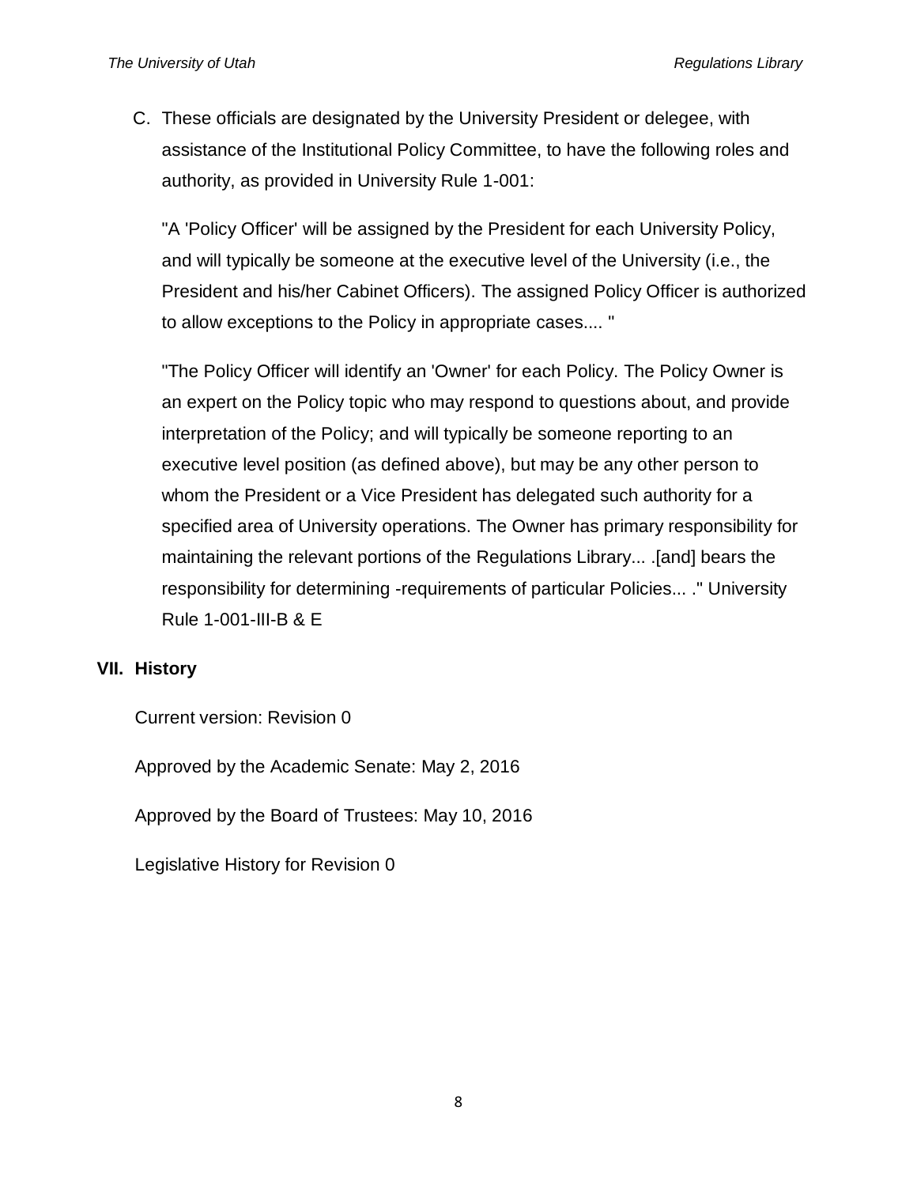C. These officials are designated by the University President or delegee, with assistance of the Institutional Policy Committee, to have the following roles and authority, as provided in University Rule 1-001:

   "A 'Policy Officer' will be assigned by the President for each University Policy, and will typically be someone at the executive level of the University (i.e., the President and his/her Cabinet Officers). The assigned Policy Officer is authorized to allow exceptions to the Policy in appropriate cases.... "

   "The Policy Officer will identify an 'Owner' for each Policy. The Policy Owner is an expert on the Policy topic who may respond to questions about, and provide interpretation of the Policy; and will typically be someone reporting to an executive level position (as defined above), but may be any other person to whom the President or a Vice President has delegated such authority for a specified area of University operations. The Owner has primary responsibility for maintaining the relevant portions of the Regulations Library... .[and] bears the responsibility for determining -requirements of particular Policies... ." University Rule 1-001-III-B & E

## VII. History

Current version: Revision 0

Approved by the Academic Senate: May 2, 2016

Approved by the Board of Trustees: May 10, 2016

Legislative History for Revision 0